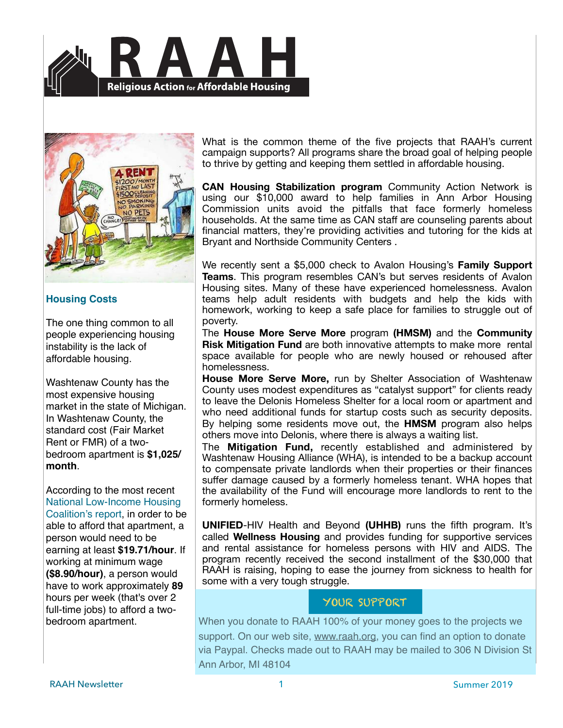# RAAH

**Religious Action for Affordable Housing**

### Housing Costs

The one thing common to all people experiencing housing instability is the lack of affordable housing.

Washtenaw County has the most expensive housing market in the state of Michigan. In Washtenaw County, the standard cost (Fair Market Rent or FMR) of a two-bedroom apartment is **$1,025/month**.

According to the most recent National Low-Income Housing Coalition's report, in order to be able to afford that apartment, a person would need to be earning at least **$19.71/hour**. If working at minimum wage **($8.90/hour)**, a person would have to work approximately **89** hours per week (that's over 2 full-time jobs) to afford a two-bedroom apartment.

What is the common theme of the five projects that RAAH's current campaign supports? All programs share the broad goal of helping people to thrive by getting and keeping them settled in affordable housing.

**CAN Housing Stabilization program** Community Action Network is using our $10,000 award to help families in Ann Arbor Housing Commission units avoid the pitfalls that face formerly homeless households. At the same time as CAN staff are counseling parents about financial matters, they're providing activities and tutoring for the kids at Bryant and Northside Community Centers .

We recently sent a $5,000 check to Avalon Housing's **Family Support Teams**. This program resembles CAN's but serves residents of Avalon Housing sites. Many of these have experienced homelessness. Avalon teams help adult residents with budgets and help the kids with homework, working to keep a safe place for families to struggle out of poverty.

The **House More Serve More** program **(HMSM)** and the **Community Risk Mitigation Fund** are both innovative attempts to make more rental space available for people who are newly housed or rehoused after homelessness.

**House More Serve More,** run by Shelter Association of Washtenaw County uses modest expenditures as "catalyst support" for clients ready to leave the Delonis Homeless Shelter for a local room or apartment and who need additional funds for startup costs such as security deposits. By helping some residents move out, the **HMSM** program also helps others move into Delonis, where there is always a waiting list.

The **Mitigation Fund,** recently established and administered by Washtenaw Housing Alliance (WHA), is intended to be a backup account to compensate private landlords when their properties or their finances suffer damage caused by a formerly homeless tenant. WHA hopes that the availability of the Fund will encourage more landlords to rent to the formerly homeless.

**UNIFIED**-HIV Health and Beyond **(UHHB)** runs the fifth program. It's called **Wellness Housing** and provides funding for supportive services and rental assistance for homeless persons with HIV and AIDS. The program recently received the second installment of the $30,000 that RAAH is raising, hoping to ease the journey from sickness to health for some with a very tough struggle.

### YOUR SUPPORT

When you donate to RAAH 100% of your money goes to the projects we support. On our web site, www.raah.org, you can find an option to donate via Paypal. Checks made out to RAAH may be mailed to 306 N Division St Ann Arbor, MI 48104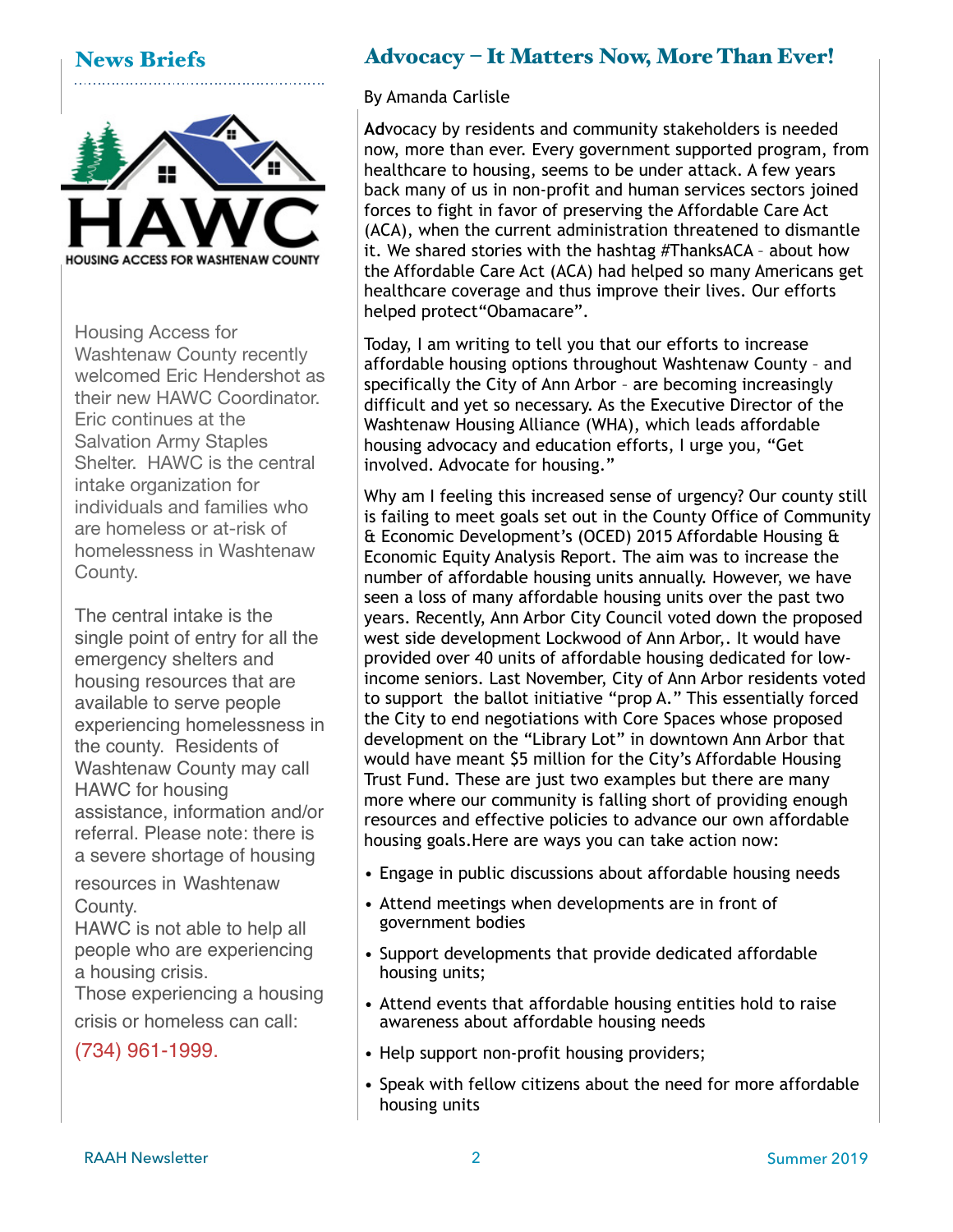## News Briefs

HOUSING ACCESS FOR WASHTENAW COUNTY

Housing Access for Washtenaw County recently welcomed Eric Hendershot as their new HAWC Coordinator. Eric continues at the Salvation Army Staples Shelter. HAWC is the central intake organization for individuals and families who are homeless or at-risk of homelessness in Washtenaw County.

The central intake is the single point of entry for all the emergency shelters and housing resources that are available to serve people experiencing homelessness in the county. Residents of Washtenaw County may call HAWC for housing assistance, information and/or referral. Please note: there is a severe shortage of housing resources in Washtenaw County.
HAWC is not able to help all people who are experiencing a housing crisis.
Those experiencing a housing crisis or homeless can call:

(734) 961-1999.

## Advocacy – It Matters Now, More Than Ever!

By Amanda Carlisle

Advocacy by residents and community stakeholders is needed now, more than ever. Every government supported program, from healthcare to housing, seems to be under attack. A few years back many of us in non-profit and human services sectors joined forces to fight in favor of preserving the Affordable Care Act (ACA), when the current administration threatened to dismantle it. We shared stories with the hashtag #ThanksACA – about how the Affordable Care Act (ACA) had helped so many Americans get healthcare coverage and thus improve their lives. Our efforts helped protect"Obamacare".

Today, I am writing to tell you that our efforts to increase affordable housing options throughout Washtenaw County – and specifically the City of Ann Arbor – are becoming increasingly difficult and yet so necessary. As the Executive Director of the Washtenaw Housing Alliance (WHA), which leads affordable housing advocacy and education efforts, I urge you, "Get involved. Advocate for housing."

Why am I feeling this increased sense of urgency? Our county still is failing to meet goals set out in the County Office of Community & Economic Development's (OCED) 2015 Affordable Housing & Economic Equity Analysis Report. The aim was to increase the number of affordable housing units annually. However, we have seen a loss of many affordable housing units over the past two years. Recently, Ann Arbor City Council voted down the proposed west side development Lockwood of Ann Arbor,. It would have provided over 40 units of affordable housing dedicated for low-income seniors. Last November, City of Ann Arbor residents voted to support the ballot initiative "prop A." This essentially forced the City to end negotiations with Core Spaces whose proposed development on the "Library Lot" in downtown Ann Arbor that would have meant $5 million for the City's Affordable Housing Trust Fund. These are just two examples but there are many more where our community is falling short of providing enough resources and effective policies to advance our own affordable housing goals.Here are ways you can take action now:

- Engage in public discussions about affordable housing needs
- Attend meetings when developments are in front of government bodies
- Support developments that provide dedicated affordable housing units;
- Attend events that affordable housing entities hold to raise awareness about affordable housing needs
- Help support non-profit housing providers;
- Speak with fellow citizens about the need for more affordable housing units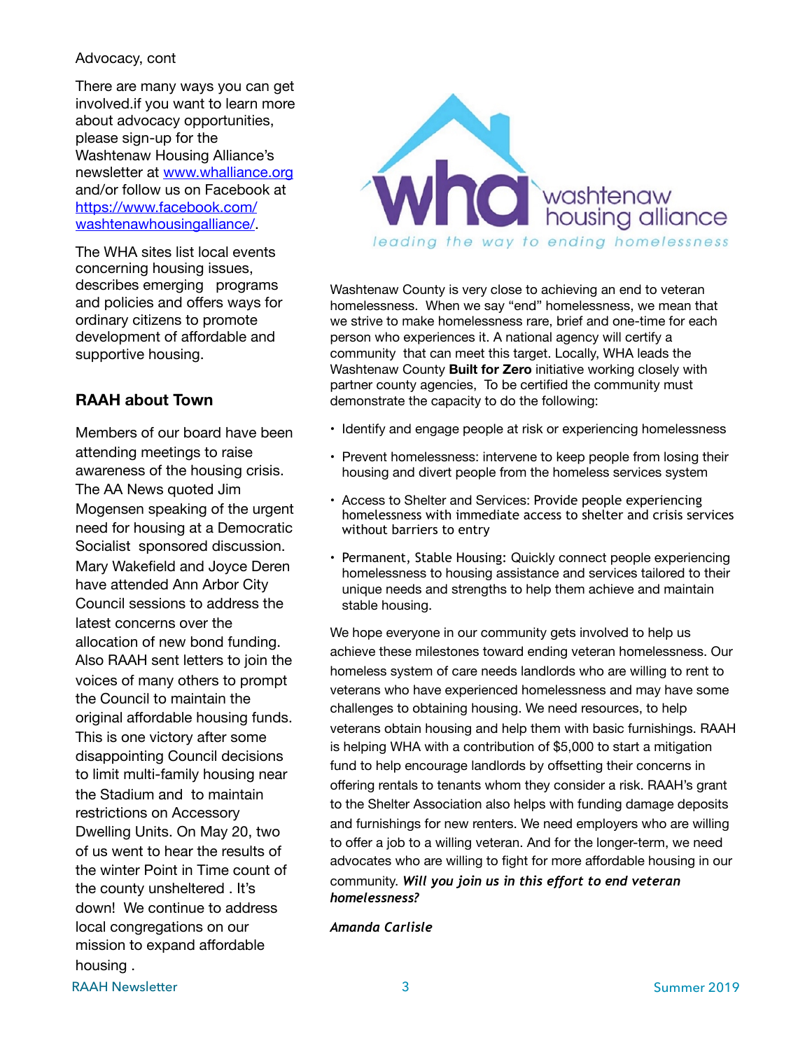Advocacy, cont

There are many ways you can get involved.if you want to learn more about advocacy opportunities, please sign-up for the Washtenaw Housing Alliance's newsletter at [www.whalliance.org](http://www.whalliance.org) and/or follow us on Facebook at [https://www.facebook.com/washtenawhousingalliance/](https://www.facebook.com/washtenawhousingalliance/).

The WHA sites list local events concerning housing issues, describes emerging programs and policies and offers ways for ordinary citizens to promote development of affordable and supportive housing.

### RAAH about Town

Members of our board have been attending meetings to raise awareness of the housing crisis. The AA News quoted Jim Mogensen speaking of the urgent need for housing at a Democratic Socialist sponsored discussion. Mary Wakefield and Joyce Deren have attended Ann Arbor City Council sessions to address the latest concerns over the allocation of new bond funding. Also RAAH sent letters to join the voices of many others to prompt the Council to maintain the original affordable housing funds. This is one victory after some disappointing Council decisions to limit multi-family housing near the Stadium and to maintain restrictions on Accessory Dwelling Units. On May 20, two of us went to hear the results of the winter Point in Time count of the county unsheltered . It's down! We continue to address local congregations on our mission to expand affordable housing .

wha washtenaw housing alliance

*leading the way to ending homelessness*

Washtenaw County is very close to achieving an end to veteran homelessness. When we say "end" homelessness, we mean that we strive to make homelessness rare, brief and one-time for each person who experiences it. A national agency will certify a community that can meet this target. Locally, WHA leads the Washtenaw County **Built for Zero** initiative working closely with partner county agencies, To be certified the community must demonstrate the capacity to do the following:

- Identify and engage people at risk or experiencing homelessness
- Prevent homelessness: intervene to keep people from losing their housing and divert people from the homeless services system
- Access to Shelter and Services: Provide people experiencing homelessness with immediate access to shelter and crisis services without barriers to entry
- Permanent, Stable Housing: Quickly connect people experiencing homelessness to housing assistance and services tailored to their unique needs and strengths to help them achieve and maintain stable housing.

We hope everyone in our community gets involved to help us achieve these milestones toward ending veteran homelessness. Our homeless system of care needs landlords who are willing to rent to veterans who have experienced homelessness and may have some challenges to obtaining housing. We need resources, to help veterans obtain housing and help them with basic furnishings. RAAH is helping WHA with a contribution of $5,000 to start a mitigation fund to help encourage landlords by offsetting their concerns in offering rentals to tenants whom they consider a risk. RAAH's grant to the Shelter Association also helps with funding damage deposits and furnishings for new renters. We need employers who are willing to offer a job to a willing veteran. And for the longer-term, we need advocates who are willing to fight for more affordable housing in our community. ***Will you join us in this effort to end veteran homelessness?***

***Amanda Carlisle***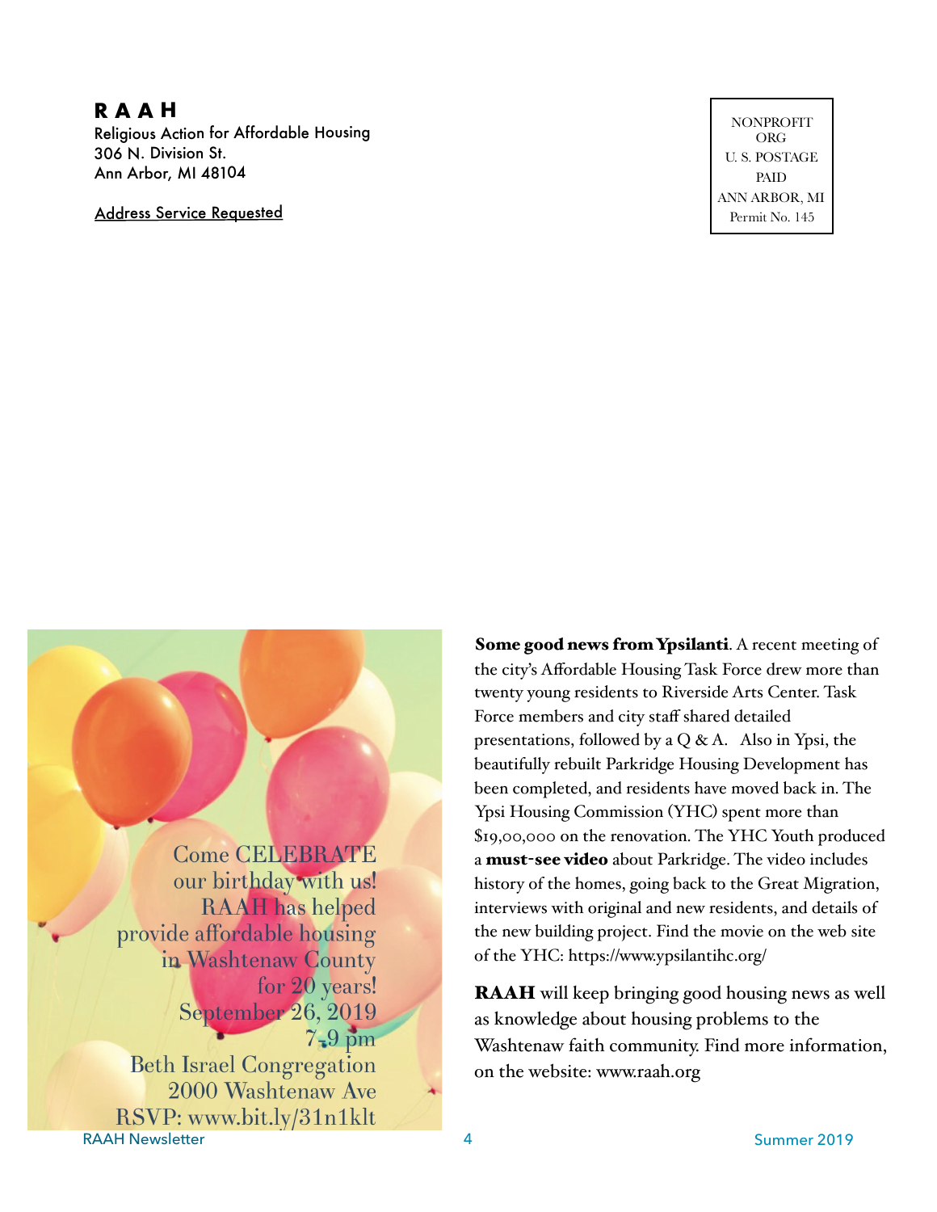**R A A H**

Religious Action for Affordable Housing
306 N. Division St.
Ann Arbor, MI 48104

Address Service Requested

NONPROFIT ORG
U. S. POSTAGE
PAID
ANN ARBOR, MI
Permit No. 145

Come CELEBRATE our birthday with us!
RAAH has helped provide affordable housing in Washtenaw County for 20 years!
September 26, 2019
7-9 pm
Beth Israel Congregation
2000 Washtenaw Ave
RSVP: www.bit.ly/31n1klt

**Some good news from Ypsilanti**. A recent meeting of the city's Affordable Housing Task Force drew more than twenty young residents to Riverside Arts Center. Task Force members and city staff shared detailed presentations, followed by a Q & A. Also in Ypsi, the beautifully rebuilt Parkridge Housing Development has been completed, and residents have moved back in. The Ypsi Housing Commission (YHC) spent more than $19,00,000 on the renovation. The YHC Youth produced a **must-see video** about Parkridge. The video includes history of the homes, going back to the Great Migration, interviews with original and new residents, and details of the new building project. Find the movie on the web site of the YHC: https://www.ypsilantihc.org/

**RAAH** will keep bringing good housing news as well as knowledge about housing problems to the Washtenaw faith community. Find more information, on the website: www.raah.org